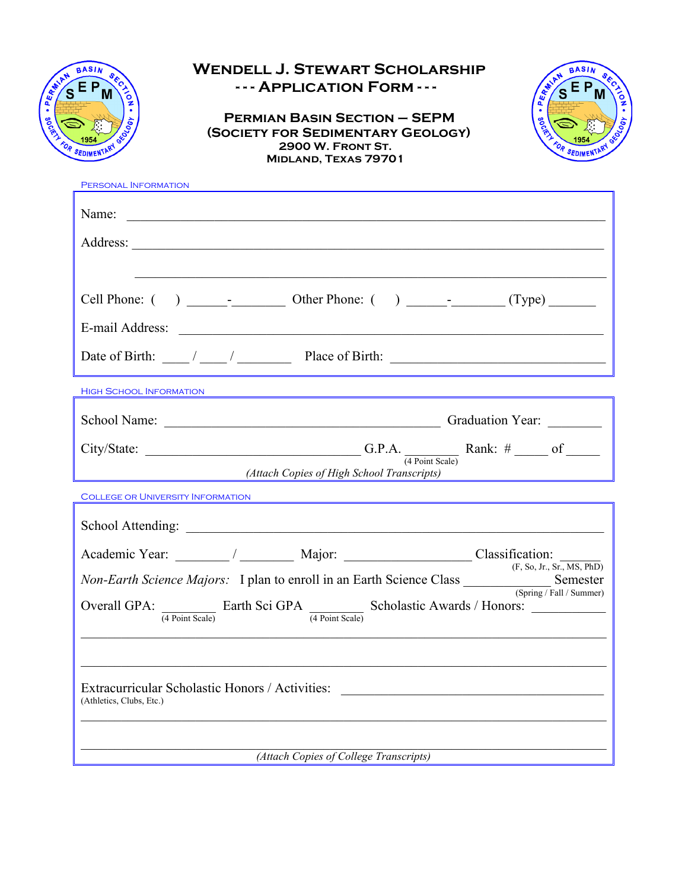# Wendell J. Stewart Scholarship
## --- Application Form ---

**Permian Basin Section – SEPM**
**(Society for Sedimentary Geology)**
**2900 W. Front St.**
**Midland, Texas 79701**

### Personal Information

Name: ______________________________________________

Address: ______________________________________________

______________________________________________

Cell Phone: (    ) ______-________ Other Phone: (    ) ______-________ (Type) _______

E-mail Address: ______________________________________________

Date of Birth: ____ / ____ / ________ Place of Birth: ______________________________

### High School Information

School Name: __________________________________________ Graduation Year: ________

City/State: ________________________________ G.P.A. ________ (4 Point Scale) Rank: # _____ of _____

*(Attach Copies of High School Transcripts)*

### College or University Information

School Attending: ______________________________________________

Academic Year: ________ / ________ Major: __________________ Classification: ______ (F, So, Jr., Sr., MS, PhD)

*Non-Earth Science Majors:* I plan to enroll in an Earth Science Class ____________ Semester (Spring / Fall / Summer)

Overall GPA: ________ (4 Point Scale) Earth Sci GPA ________ (4 Point Scale) Scholastic Awards / Honors: __________

______________________________________________

______________________________________________

Extracurricular Scholastic Honors / Activities: ______________________________________
(Athletics, Clubs, Etc.)

______________________________________________

______________________________________________

*(Attach Copies of College Transcripts)*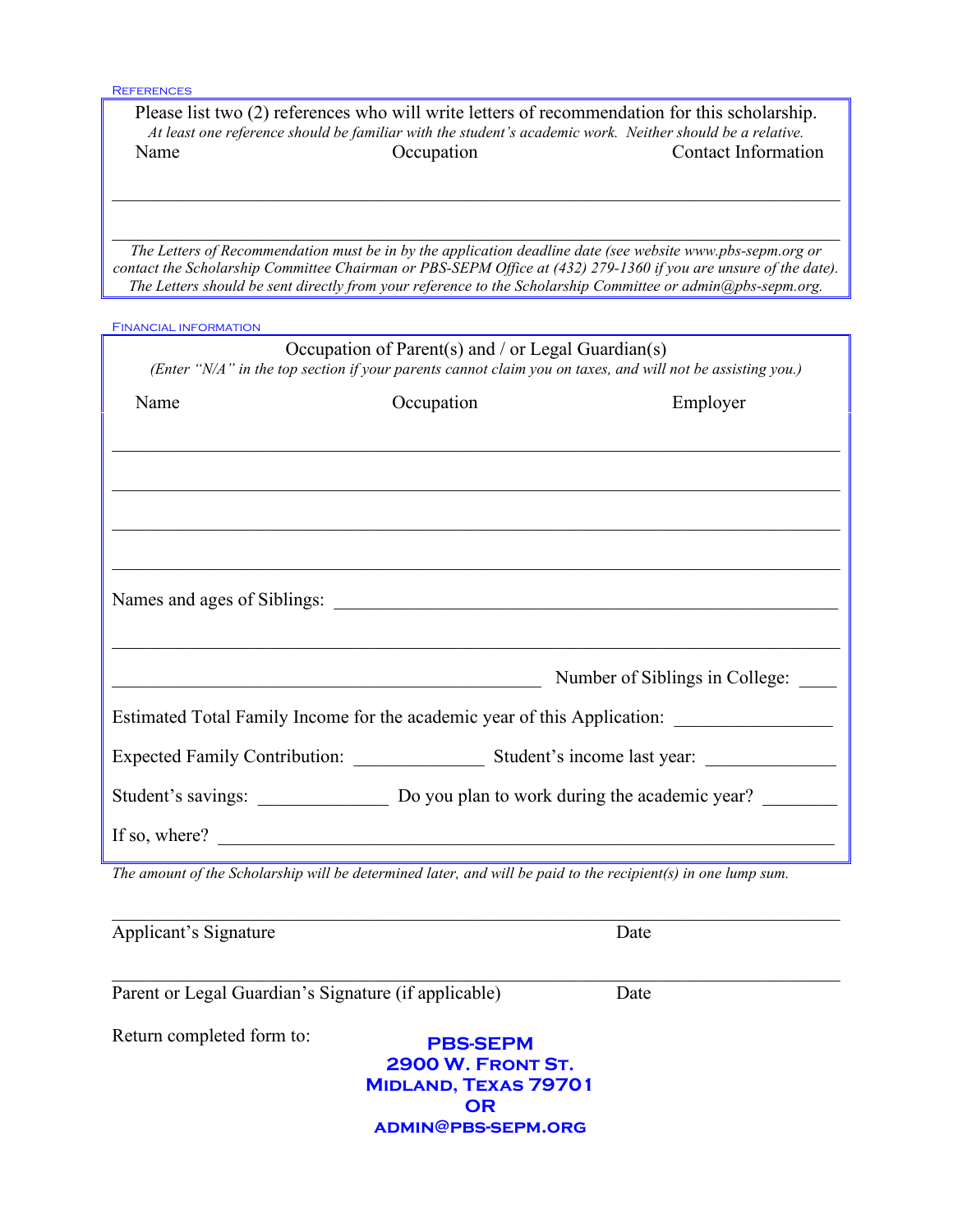## References

Please list two (2) references who will write letters of recommendation for this scholarship.

*At least one reference should be familiar with the student's academic work. Neither should be a relative.*

| Name | Occupation | Contact Information |
|---|---|---|
| | | |
| | | |

*The Letters of Recommendation must be in by the application deadline date (see website www.pbs-sepm.org or contact the Scholarship Committee Chairman or PBS-SEPM Office at (432) 279-1360 if you are unsure of the date). The Letters should be sent directly from your reference to the Scholarship Committee or admin@pbs-sepm.org.*

## Financial information

Occupation of Parent(s) and / or Legal Guardian(s)

*(Enter "N/A" in the top section if your parents cannot claim you on taxes, and will not be assisting you.)*

| Name | Occupation | Employer |
|---|---|---|
| | | |
| | | |
| | | |
| | | |

Names and ages of Siblings: ______________________________________________

______________________________________________________________________

______________________________________________ Number of Siblings in College: ____

Estimated Total Family Income for the academic year of this Application: ________________

Expected Family Contribution: ______________ Student's income last year: ______________

Student's savings: ______________ Do you plan to work during the academic year? ________

If so, where? ______________________________________________________________

*The amount of the Scholarship will be determined later, and will be paid to the recipient(s) in one lump sum.*

______________________________________________________________________

Applicant's Signature — Date

______________________________________________________________________

Parent or Legal Guardian's Signature (if applicable) — Date

Return completed form to:

**PBS-SEPM**
**2900 W. Front St.**
**Midland, Texas 79701**
**OR**
**admin@pbs-sepm.org**